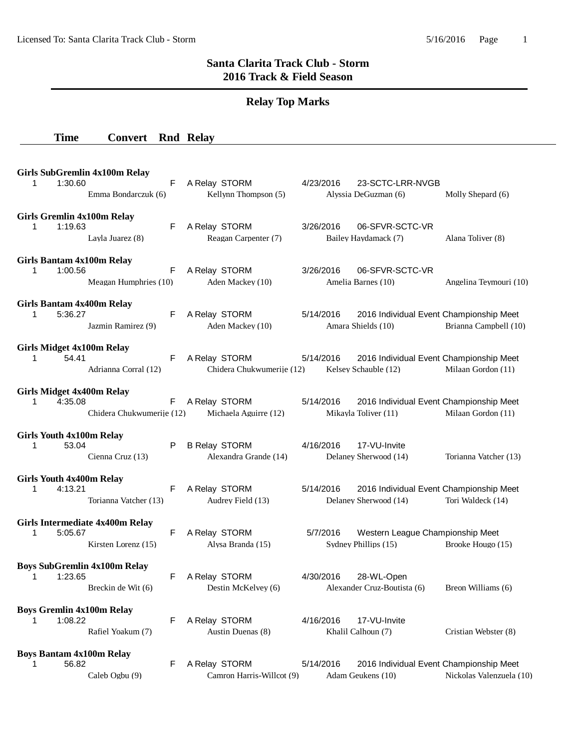# Santa Clarita Track Club - Storm
## 2016 Track & Field Season

### Relay Top Marks

| | Time | Convert | Rnd | Relay | | | |
|---|---|---|---|---|---|---|---|

**Girls SubGremlin 4x100m Relay**

| | Time | Convert | Rnd | Relay | Date | Meet | |
|---|---|---|---|---|---|---|---|
| 1 | 1:30.60 | | F | A Relay STORM | 4/23/2016 | 23-SCTC-LRR-NVGB | |
| | | Emma Bondarczuk (6) | | Kellynn Thompson (5) | Alyssia DeGuzman (6) | | Molly Shepard (6) |

**Girls Gremlin 4x100m Relay**

| | Time | Convert | Rnd | Relay | Date | Meet | |
|---|---|---|---|---|---|---|---|
| 1 | 1:19.63 | | F | A Relay STORM | 3/26/2016 | 06-SFVR-SCTC-VR | |
| | | Layla Juarez (8) | | Reagan Carpenter (7) | Bailey Haydamack (7) | | Alana Toliver (8) |

**Girls Bantam 4x100m Relay**

| | Time | Convert | Rnd | Relay | Date | Meet | |
|---|---|---|---|---|---|---|---|
| 1 | 1:00.56 | | F | A Relay STORM | 3/26/2016 | 06-SFVR-SCTC-VR | |
| | | Meagan Humphries (10) | | Aden Mackey (10) | Amelia Barnes (10) | | Angelina Teymouri (10) |

**Girls Bantam 4x400m Relay**

| | Time | Convert | Rnd | Relay | Date | Meet | |
|---|---|---|---|---|---|---|---|
| 1 | 5:36.27 | | F | A Relay STORM | 5/14/2016 | 2016 Individual Event Championship Meet | |
| | | Jazmin Ramirez (9) | | Aden Mackey (10) | Amara Shields (10) | | Brianna Campbell (10) |

**Girls Midget 4x100m Relay**

| | Time | Convert | Rnd | Relay | Date | Meet | |
|---|---|---|---|---|---|---|---|
| 1 | 54.41 | | F | A Relay STORM | 5/14/2016 | 2016 Individual Event Championship Meet | |
| | | Adrianna Corral (12) | | Chidera Chukwumerije (12) | Kelsey Schauble (12) | | Milaan Gordon (11) |

**Girls Midget 4x400m Relay**

| | Time | Convert | Rnd | Relay | Date | Meet | |
|---|---|---|---|---|---|---|---|
| 1 | 4:35.08 | | F | A Relay STORM | 5/14/2016 | 2016 Individual Event Championship Meet | |
| | | Chidera Chukwumerije (12) | | Michaela Aguirre (12) | Mikayla Toliver (11) | | Milaan Gordon (11) |

**Girls Youth 4x100m Relay**

| | Time | Convert | Rnd | Relay | Date | Meet | |
|---|---|---|---|---|---|---|---|
| 1 | 53.04 | | P | B Relay STORM | 4/16/2016 | 17-VU-Invite | |
| | | Cienna Cruz (13) | | Alexandra Grande (14) | Delaney Sherwood (14) | | Torianna Vatcher (13) |

**Girls Youth 4x400m Relay**

| | Time | Convert | Rnd | Relay | Date | Meet | |
|---|---|---|---|---|---|---|---|
| 1 | 4:13.21 | | F | A Relay STORM | 5/14/2016 | 2016 Individual Event Championship Meet | |
| | | Torianna Vatcher (13) | | Audrey Field (13) | Delaney Sherwood (14) | | Tori Waldeck (14) |

**Girls Intermediate 4x400m Relay**

| | Time | Convert | Rnd | Relay | Date | Meet | |
|---|---|---|---|---|---|---|---|
| 1 | 5:05.67 | | F | A Relay STORM | 5/7/2016 | Western League Championship Meet | |
| | | Kirsten Lorenz (15) | | Alysa Branda (15) | Sydney Phillips (15) | | Brooke Hougo (15) |

**Boys SubGremlin 4x100m Relay**

| | Time | Convert | Rnd | Relay | Date | Meet | |
|---|---|---|---|---|---|---|---|
| 1 | 1:23.65 | | F | A Relay STORM | 4/30/2016 | 28-WL-Open | |
| | | Breckin de Wit (6) | | Destin McKelvey (6) | Alexander Cruz-Boutista (6) | | Breon Williams (6) |

**Boys Gremlin 4x100m Relay**

| | Time | Convert | Rnd | Relay | Date | Meet | |
|---|---|---|---|---|---|---|---|
| 1 | 1:08.22 | | F | A Relay STORM | 4/16/2016 | 17-VU-Invite | |
| | | Rafiel Yoakum (7) | | Austin Duenas (8) | Khalil Calhoun (7) | | Cristian Webster (8) |

**Boys Bantam 4x100m Relay**

| | Time | Convert | Rnd | Relay | Date | Meet | |
|---|---|---|---|---|---|---|---|
| 1 | 56.82 | | F | A Relay STORM | 5/14/2016 | 2016 Individual Event Championship Meet | |
| | | Caleb Ogbu (9) | | Camron Harris-Willcot (9) | Adam Geukens (10) | | Nickolas Valenzuela (10) |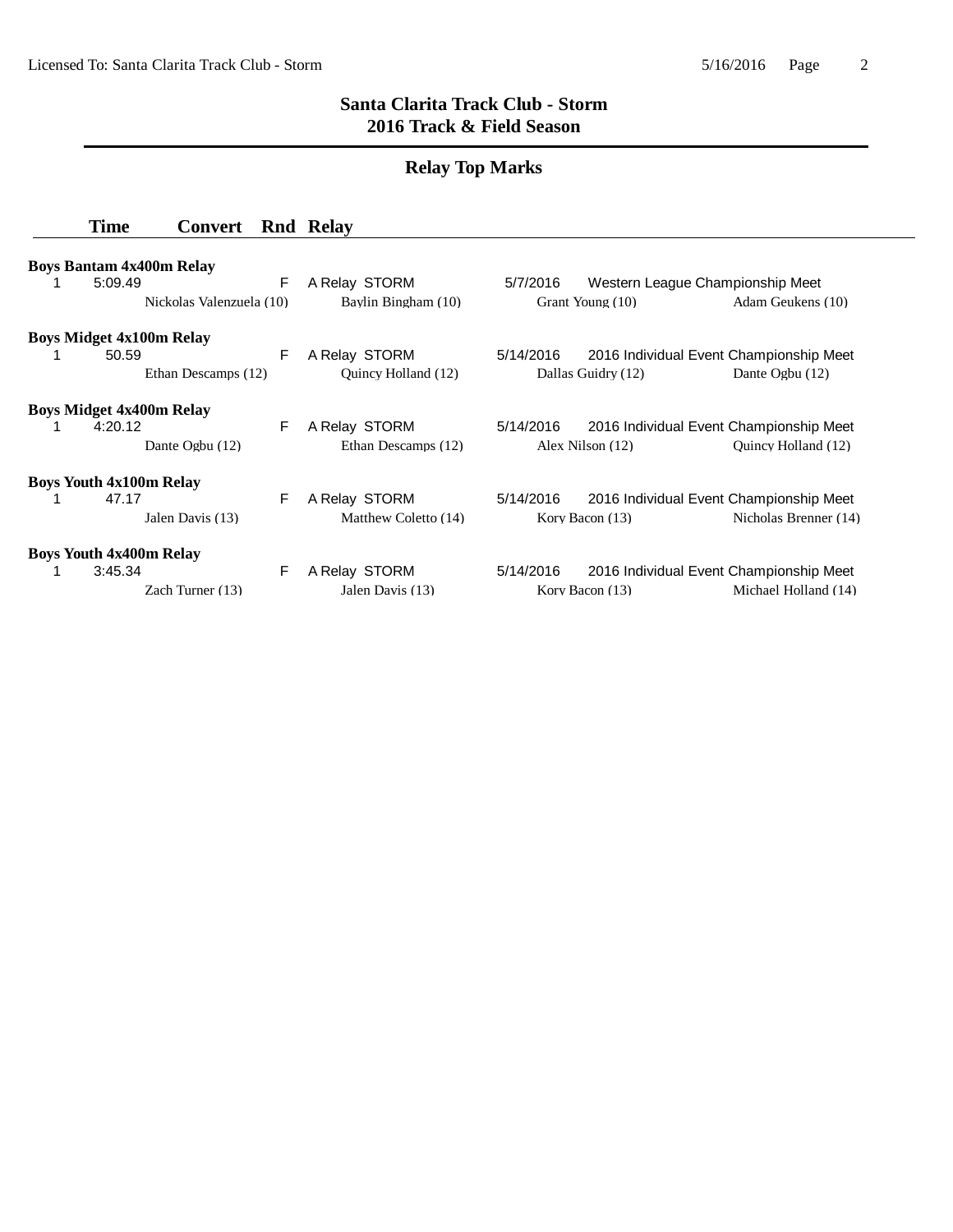# Santa Clarita Track Club - Storm
## 2016 Track & Field Season

### Relay Top Marks

| | Time | Convert | Rnd | Relay | | |
|---|---|---|---|---|---|---|
| **Boys Bantam 4x400m Relay** | | | | | | |
| 1 | 5:09.49 | | F | A Relay STORM | 5/7/2016 | Western League Championship Meet |
| | | Nickolas Valenzuela (10) | | Baylin Bingham (10) | Grant Young (10) | Adam Geukens (10) |
| **Boys Midget 4x100m Relay** | | | | | | |
| 1 | 50.59 | | F | A Relay STORM | 5/14/2016 | 2016 Individual Event Championship Meet |
| | | Ethan Descamps (12) | | Quincy Holland (12) | Dallas Guidry (12) | Dante Ogbu (12) |
| **Boys Midget 4x400m Relay** | | | | | | |
| 1 | 4:20.12 | | F | A Relay STORM | 5/14/2016 | 2016 Individual Event Championship Meet |
| | | Dante Ogbu (12) | | Ethan Descamps (12) | Alex Nilson (12) | Quincy Holland (12) |
| **Boys Youth 4x100m Relay** | | | | | | |
| 1 | 47.17 | | F | A Relay STORM | 5/14/2016 | 2016 Individual Event Championship Meet |
| | | Jalen Davis (13) | | Matthew Coletto (14) | Kory Bacon (13) | Nicholas Brenner (14) |
| **Boys Youth 4x400m Relay** | | | | | | |
| 1 | 3:45.34 | | F | A Relay STORM | 5/14/2016 | 2016 Individual Event Championship Meet |
| | | Zach Turner (13) | | Jalen Davis (13) | Kory Bacon (13) | Michael Holland (14) |